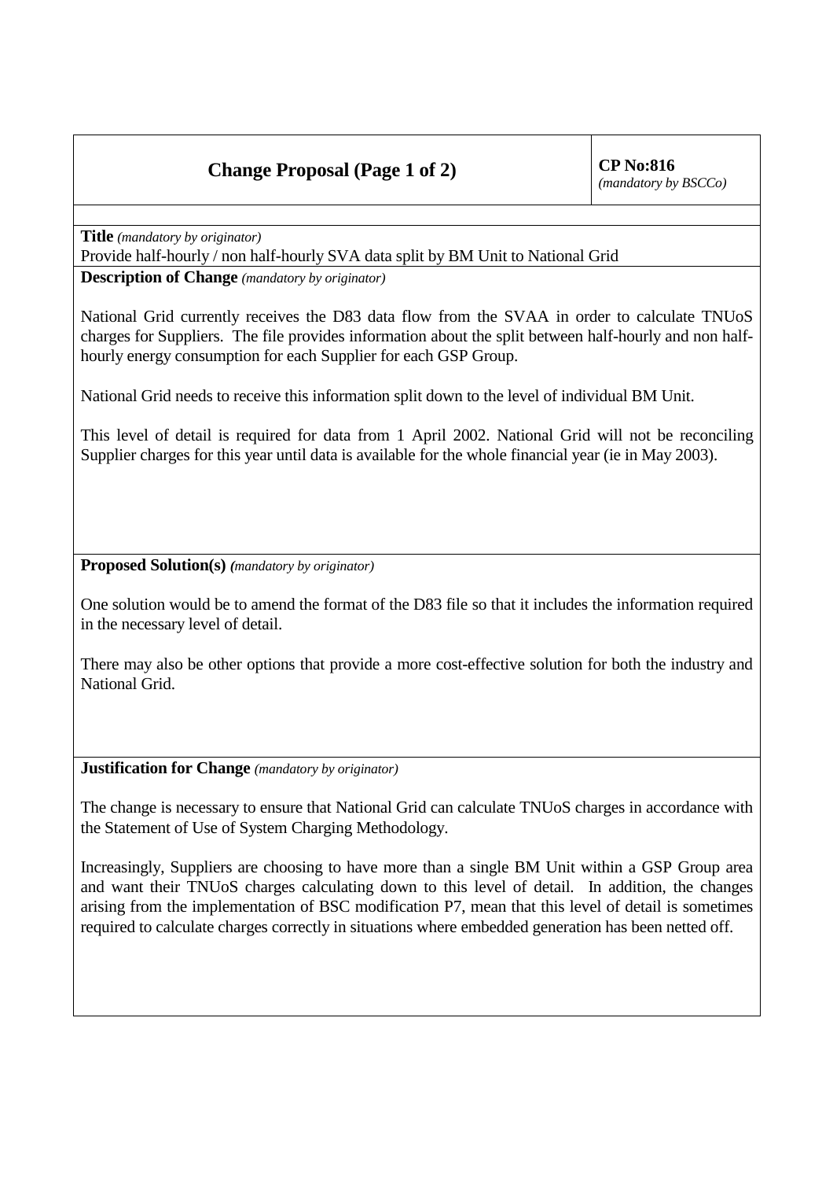# Change Proposal (Page 1 of 2)

**CP No:816**
*(mandatory by BSCCo)*

**Title** *(mandatory by originator)*

Provide half-hourly / non half-hourly SVA data split by BM Unit to National Grid

**Description of Change** *(mandatory by originator)*

National Grid currently receives the D83 data flow from the SVAA in order to calculate TNUoS charges for Suppliers. The file provides information about the split between half-hourly and non half-hourly energy consumption for each Supplier for each GSP Group.

National Grid needs to receive this information split down to the level of individual BM Unit.

This level of detail is required for data from 1 April 2002. National Grid will not be reconciling Supplier charges for this year until data is available for the whole financial year (ie in May 2003).

**Proposed Solution(s)** *(mandatory by originator)*

One solution would be to amend the format of the D83 file so that it includes the information required in the necessary level of detail.

There may also be other options that provide a more cost-effective solution for both the industry and National Grid.

**Justification for Change** *(mandatory by originator)*

The change is necessary to ensure that National Grid can calculate TNUoS charges in accordance with the Statement of Use of System Charging Methodology.

Increasingly, Suppliers are choosing to have more than a single BM Unit within a GSP Group area and want their TNUoS charges calculating down to this level of detail. In addition, the changes arising from the implementation of BSC modification P7, mean that this level of detail is sometimes required to calculate charges correctly in situations where embedded generation has been netted off.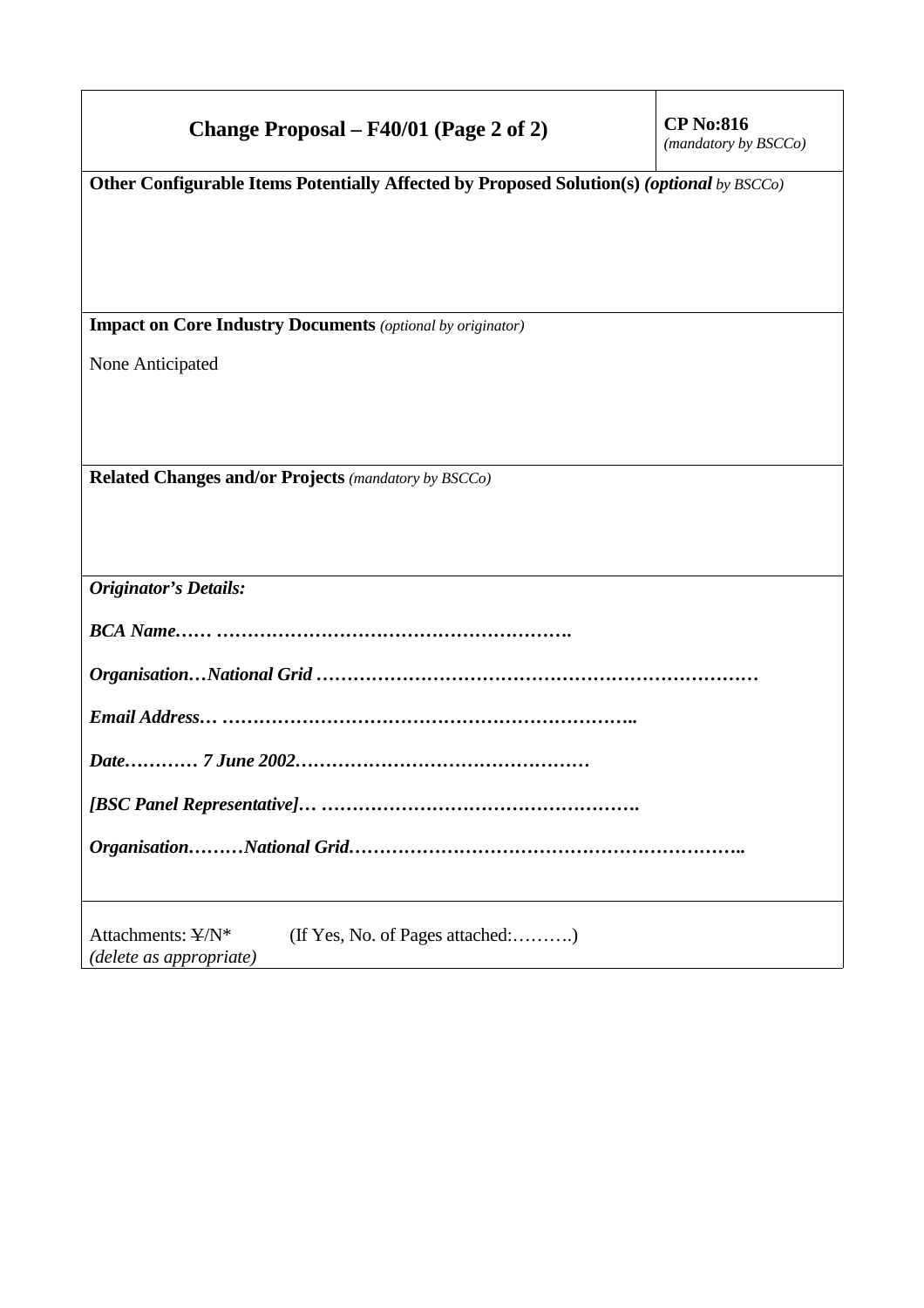| **Change Proposal – F40/01 (Page 2 of 2)** | **CP No:816** *(mandatory by BSCCo)* |
|---|---|

**Other Configurable Items Potentially Affected by Proposed Solution(s)** ***(optional** by BSCCo)*

**Impact on Core Industry Documents** *(optional by originator)*

None Anticipated

**Related Changes and/or Projects** *(mandatory by BSCCo)*

***Originator's Details:***

***BCA Name…… ………………………………………………….***

***Organisation…National Grid ………………………………………………………….***

***Email Address… ………………………………………………………….***

***Date………… 7 June 2002…………………………………………***

***[BSC Panel Representative]… …………………………………………….***

***Organisation………National Grid……………………………………………………..***

Attachments: ~~Y~~/N* (If Yes, No. of Pages attached:……….)
*(delete as appropriate)*